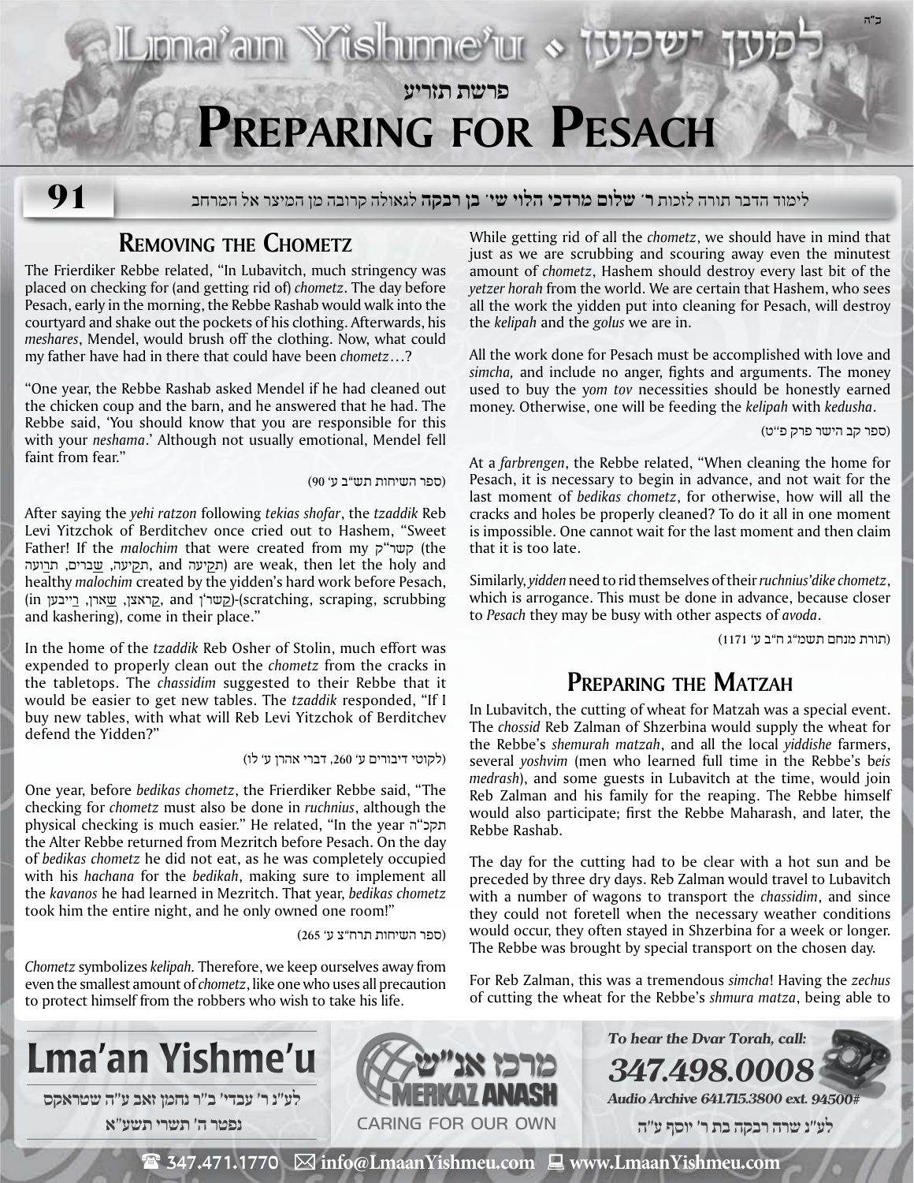# פרשת תזריע

# Preparing for Pesach

91

לימוד הדבר תורה לזכות ר' **שלום מרדכי הלוי שי' בן רבקה** לגאולה קרובה מן המיצר אל המרחב

## Removing the Chometz

The Frierdiker Rebbe related, "In Lubavitch, much stringency was placed on checking for (and getting rid of) *chometz*. The day before Pesach, early in the morning, the Rebbe Rashab would walk into the courtyard and shake out the pockets of his clothing. Afterwards, his *meshares*, Mendel, would brush off the clothing. Now, what could my father have had in there that could have been *chometz*…?

"One year, the Rebbe Rashab asked Mendel if he had cleaned out the chicken coup and the barn, and he answered that he had. The Rebbe said, 'You should know that you are responsible for this with your *neshama*.' Although not usually emotional, Mendel fell faint from fear."

(ספר השיחות תש"ב ע' 90)

After saying the *yehi ratzon* following *tekias shofar*, the *tzaddik* Reb Levi Yitzchok of Berditchev once cried out to Hashem, "Sweet Father! If the *malochim* that were created from my קשר"ק (the תְּקִיעָה, שְׁבָרִים, תְּרוּעָה, and תְּקִיעָה) are weak, then let the holy and healthy *malochim* created by the yidden's hard work before Pesach, (in קְרַאצְן, שַׁאֲרְן, רַייבְּן and קַשֶׁרְן)-(scratching, scraping, scrubbing and kashering), come in their place."

In the home of the *tzaddik* Reb Osher of Stolin, much effort was expended to properly clean out the *chometz* from the cracks in the tabletops. The *chassidim* suggested to their Rebbe that it would be easier to get new tables. The *tzaddik* responded, "If I buy new tables, with what will Reb Levi Yitzchok of Berditchev defend the Yidden?"

(לקוטי דיבורים ע' 260, דברי אהרן ע' לו)

One year, before *bedikas chometz*, the Frierdiker Rebbe said, "The checking for *chometz* must also be done in *ruchnius*, although the physical checking is much easier." He related, "In the year תקכ"ה the Alter Rebbe returned from Mezritch before Pesach. On the day of *bedikas chometz* he did not eat, as he was completely occupied with his *hachana* for the *bedikah*, making sure to implement all the *kavanos* he had learned in Mezritch. That year, *bedikas chometz* took him the entire night, and he only owned one room!"

(ספר השיחות תרח"צ ע' 265)

*Chometz* symbolizes *kelipah*. Therefore, we keep ourselves away from even the smallest amount of *chometz*, like one who uses all precaution to protect himself from the robbers who wish to take his life.

While getting rid of all the *chometz*, we should have in mind that just as we are scrubbing and scouring away even the minutest amount of *chometz*, Hashem should destroy every last bit of the *yetzer horah* from the world. We are certain that Hashem, who sees all the work the yidden put into cleaning for Pesach, will destroy the *kelipah* and the *golus* we are in.

All the work done for Pesach must be accomplished with love and *simcha,* and include no anger, fights and arguments. The money used to buy the *yom tov* necessities should be honestly earned money. Otherwise, one will be feeding the *kelipah* with *kedusha*.

(ספר קב הישר פרק פ"ט)

At a *farbrengen*, the Rebbe related, "When cleaning the home for Pesach, it is necessary to begin in advance, and not wait for the last moment of *bedikas chometz*, for otherwise, how will all the cracks and holes be properly cleaned? To do it all in one moment is impossible. One cannot wait for the last moment and then claim that it is too late.

Similarly, *yidden* need to rid themselves of their *ruchnius'dike chometz*, which is arrogance. This must be done in advance, because closer to *Pesach* they may be busy with other aspects of *avoda*.

(תורת מנחם תשמ"ג ח"ב ע' 1171)

## Preparing the Matzah

In Lubavitch, the cutting of wheat for Matzah was a special event. The *chossid* Reb Zalman of Shzerbina would supply the wheat for the Rebbe's *shemurah matzah*, and all the local *yiddishe* farmers, several *yoshvim* (men who learned full time in the Rebbe's b*eis medrash*), and some guests in Lubavitch at the time, would join Reb Zalman and his family for the reaping. The Rebbe himself would also participate; first the Rebbe Maharash, and later, the Rebbe Rashab.

The day for the cutting had to be clear with a hot sun and be preceded by three dry days. Reb Zalman would travel to Lubavitch with a number of wagons to transport the *chassidim*, and since they could not foretell when the necessary weather conditions would occur, they often stayed in Shzerbina for a week or longer. The Rebbe was brought by special transport on the chosen day.

For Reb Zalman, this was a tremendous *simcha*! Having the *zechus* of cutting the wheat for the Rebbe's *shmura matza*, being able to

**Lma'an Yishme'u**

לע"נ ר' עבדי' ב"ר נחמן זאב ע"ה שטראקס
נפטר ה' תשרי תשע"א

מרכז אנ"ש MERKAZ ANASH — CARING FOR OUR OWN

*To hear the Dvar Torah, call:*
**347.498.0008**
*Audio Archive 641.715.3800 ext. 94500#*

לע"נ שרה רבקה בת ר' יוסף ע"ה

347.471.1770 | info@LmaanYishmeu.com | www.LmaanYishmeu.com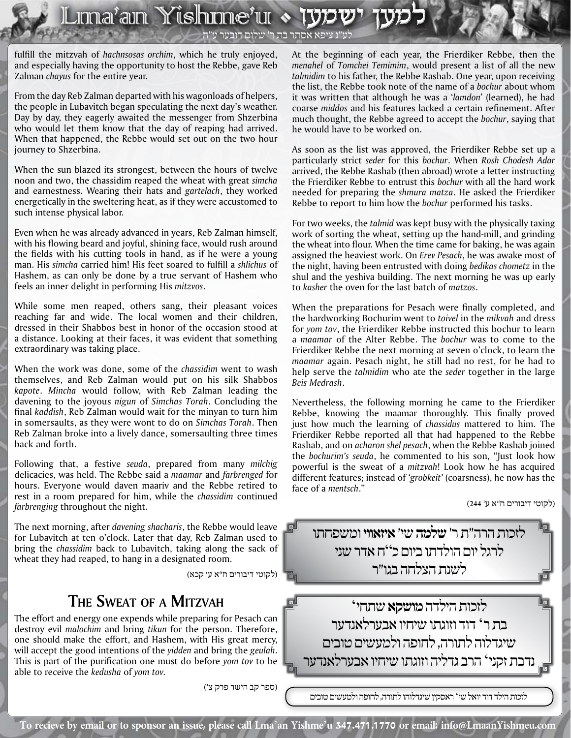fulfill the mitzvah of *hachnsosas orchim*, which he truly enjoyed, and especially having the opportunity to host the Rebbe, gave Reb Zalman *chayus* for the entire year.

From the day Reb Zalman departed with his wagonloads of helpers, the people in Lubavitch began speculating the next day's weather. Day by day, they eagerly awaited the messenger from Shzerbina who would let them know that the day of reaping had arrived. When that happened, the Rebbe would set out on the two hour journey to Shzerbina.

When the sun blazed its strongest, between the hours of twelve noon and two, the chassidim reaped the wheat with great *simcha* and earnestness. Wearing their hats and *gartelach*, they worked energetically in the sweltering heat, as if they were accustomed to such intense physical labor.

Even when he was already advanced in years, Reb Zalman himself, with his flowing beard and joyful, shining face, would rush around the fields with his cutting tools in hand, as if he were a young man. His *simcha* carried him! His feet soared to fulfill a *shlichus* of Hashem, as can only be done by a true servant of Hashem who feels an inner delight in performing His *mitzvos*.

While some men reaped, others sang, their pleasant voices reaching far and wide. The local women and their children, dressed in their Shabbos best in honor of the occasion stood at a distance. Looking at their faces, it was evident that something extraordinary was taking place.

When the work was done, some of the *chassidim* went to wash themselves, and Reb Zalman would put on his silk Shabbos *kapote*. *Mincha* would follow, with Reb Zalman leading the davening to the joyous *nigun* of *Simchas Torah*. Concluding the final *kaddish*, Reb Zalman would wait for the minyan to turn him in somersaults, as they were wont to do on *Simchas Torah*. Then Reb Zalman broke into a lively dance, somersaulting three times back and forth.

Following that, a festive *seuda*, prepared from many *milchig* delicacies, was held. The Rebbe said a *maamar* and *farbrenged* for hours. Everyone would daven maariv and the Rebbe retired to rest in a room prepared for him, while the *chassidim* continued *farbrenging* throughout the night.

The next morning, after *davening shacharis*, the Rebbe would leave for Lubavitch at ten o'clock. Later that day, Reb Zalman used to bring the *chassidim* back to Lubavitch, taking along the sack of wheat they had reaped, to hang in a designated room.

(לקוטי דיבורים ח"א ע' קכא)

## The Sweat of a Mitzvah

The effort and energy one expends while preparing for Pesach can destroy evil *malochim* and bring *tikun* for the person. Therefore, one should make the effort, and Hashem, with His great mercy, will accept the good intentions of the *yidden* and bring the *geulah*. This is part of the purification one must do before *yom tov* to be able to receive the *kedusha* of *yom tov*.

(ספר קב הישר פרק צ')

At the beginning of each year, the Frierdiker Rebbe, then the *menahel* of *Tomchei Temimim*, would present a list of all the new *talmidim* to his father, the Rebbe Rashab. One year, upon receiving the list, the Rebbe took note of the name of a *bochur* about whom it was written that although he was a '*lamdon*' (learned), he had coarse *middos* and his features lacked a certain refinement. After much thought, the Rebbe agreed to accept the *bochur*, saying that he would have to be worked on.

As soon as the list was approved, the Frierdiker Rebbe set up a particularly strict *seder* for this *bochur*. When *Rosh Chodesh Adar* arrived, the Rebbe Rashab (then abroad) wrote a letter instructing the Frierdiker Rebbe to entrust this *bochur* with all the hard work needed for preparing the *shmura matza*. He asked the Frierdiker Rebbe to report to him how the *bochur* performed his tasks.

For two weeks, the *talmid* was kept busy with the physically taxing work of sorting the wheat, setting up the hand-mill, and grinding the wheat into flour. When the time came for baking, he was again assigned the heaviest work. On *Erev Pesach*, he was awake most of the night, having been entrusted with doing *bedikas chometz* in the shul and the yeshiva building. The next morning he was up early to *kasher* the oven for the last batch of *matzos*.

When the preparations for Pesach were finally completed, and the hardworking Bochurim went to *toivel* in the *mikvah* and dress for *yom tov*, the Frierdiker Rebbe instructed this bochur to learn a *maamar* of the Alter Rebbe. The *bochur* was to come to the Frierdiker Rebbe the next morning at seven o'clock, to learn the *maamar* again. Pesach night, he still had no rest, for he had to help serve the *talmidim* who ate the *seder* together in the large *Beis Medrash*.

Nevertheless, the following morning he came to the Frierdiker Rebbe, knowing the maamar thoroughly. This finally proved just how much the learning of *chassidus* mattered to him. The Frierdiker Rebbe reported all that had happened to the Rebbe Rashab, and on *acharon shel pesach*, when the Rebbe Rashab joined the *bochurim's seuda*, he commented to his son, "Just look how powerful is the sweat of a *mitzvah*! Look how he has acquired different features; instead of *'grobkeit'* (coarseness), he now has the face of a *mentsch*."

(לקוטי דיבורים ח"א ע' 244)

לזכות הרה"ת ר' **שלמה** שי' **איזאווי** ומשפחתו
לרגל יום הולדתו ביום כ"ח אדר שני
לשנת הצלחה בגו"ר

לזכות הילדה **מושקא** שתחי'
בת ר' דוד וזוגתו שיחיו אבערלאנדער
שיגדלוה לתורה, לחופה ולמעשים טובים
נדבת זקני' הרב גדליה וזוגתו שיחיו אבערלאנדער

לזכות הילד דוד יואל שי' ראסקין שיגדלוהו לתורה, לחופה ולמעשים טובים

To recieve by email or to sponsor an issue, please call Lma'an Yishme'u 347.471.1770 or email: info@LmaanYishmeu.com